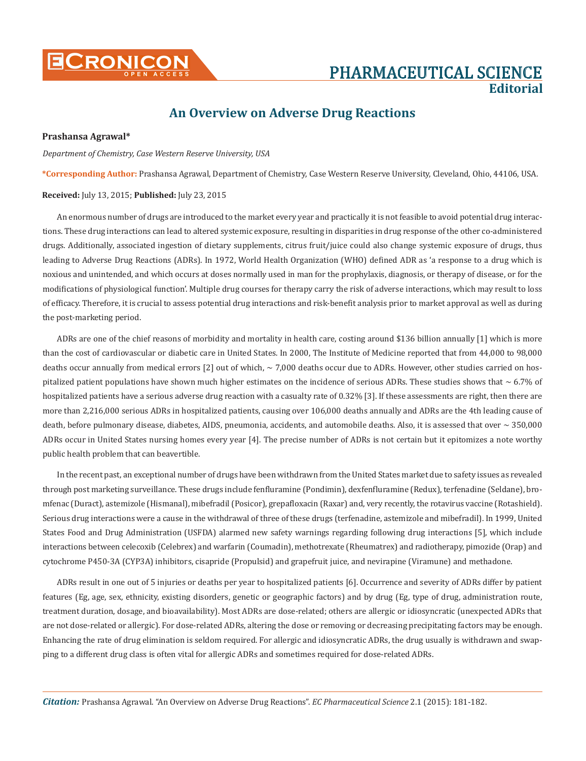# An Overview on Adverse Drug Reactions

**Prashansa Agrawal***

*Department of Chemistry, Case Western Reserve University, USA*

***Corresponding Author:** Prashansa Agrawal, Department of Chemistry, Case Western Reserve University, Cleveland, Ohio, 44106, USA.

**Received:** July 13, 2015; **Published:** July 23, 2015

An enormous number of drugs are introduced to the market every year and practically it is not feasible to avoid potential drug interactions. These drug interactions can lead to altered systemic exposure, resulting in disparities in drug response of the other co-administered drugs. Additionally, associated ingestion of dietary supplements, citrus fruit/juice could also change systemic exposure of drugs, thus leading to Adverse Drug Reactions (ADRs). In 1972, World Health Organization (WHO) defined ADR as 'a response to a drug which is noxious and unintended, and which occurs at doses normally used in man for the prophylaxis, diagnosis, or therapy of disease, or for the modifications of physiological function'. Multiple drug courses for therapy carry the risk of adverse interactions, which may result to loss of efficacy. Therefore, it is crucial to assess potential drug interactions and risk-benefit analysis prior to market approval as well as during the post-marketing period.

ADRs are one of the chief reasons of morbidity and mortality in health care, costing around $136 billion annually [1] which is more than the cost of cardiovascular or diabetic care in United States. In 2000, The Institute of Medicine reported that from 44,000 to 98,000 deaths occur annually from medical errors [2] out of which, ~ 7,000 deaths occur due to ADRs. However, other studies carried on hospitalized patient populations have shown much higher estimates on the incidence of serious ADRs. These studies shows that ~ 6.7% of hospitalized patients have a serious adverse drug reaction with a casualty rate of 0.32% [3]. If these assessments are right, then there are more than 2,216,000 serious ADRs in hospitalized patients, causing over 106,000 deaths annually and ADRs are the 4th leading cause of death, before pulmonary disease, diabetes, AIDS, pneumonia, accidents, and automobile deaths. Also, it is assessed that over ~ 350,000 ADRs occur in United States nursing homes every year [4]. The precise number of ADRs is not certain but it epitomizes a note worthy public health problem that can beavertible.

In the recent past, an exceptional number of drugs have been withdrawn from the United States market due to safety issues as revealed through post marketing surveillance. These drugs include fenfluramine (Pondimin), dexfenfluramine (Redux), terfenadine (Seldane), bromfenac (Duract), astemizole (Hismanal), mibefradil (Posicor), grepafloxacin (Raxar) and, very recently, the rotavirus vaccine (Rotashield). Serious drug interactions were a cause in the withdrawal of three of these drugs (terfenadine, astemizole and mibefradil). In 1999, United States Food and Drug Administration (USFDA) alarmed new safety warnings regarding following drug interactions [5], which include interactions between celecoxib (Celebrex) and warfarin (Coumadin), methotrexate (Rheumatrex) and radiotherapy, pimozide (Orap) and cytochrome P450-3A (CYP3A) inhibitors, cisapride (Propulsid) and grapefruit juice, and nevirapine (Viramune) and methadone.

ADRs result in one out of 5 injuries or deaths per year to hospitalized patients [6]. Occurrence and severity of ADRs differ by patient features (Eg, age, sex, ethnicity, existing disorders, genetic or geographic factors) and by drug (Eg, type of drug, administration route, treatment duration, dosage, and bioavailability). Most ADRs are dose-related; others are allergic or idiosyncratic (unexpected ADRs that are not dose-related or allergic). For dose-related ADRs, altering the dose or removing or decreasing precipitating factors may be enough. Enhancing the rate of drug elimination is seldom required. For allergic and idiosyncratic ADRs, the drug usually is withdrawn and swapping to a different drug class is often vital for allergic ADRs and sometimes required for dose-related ADRs.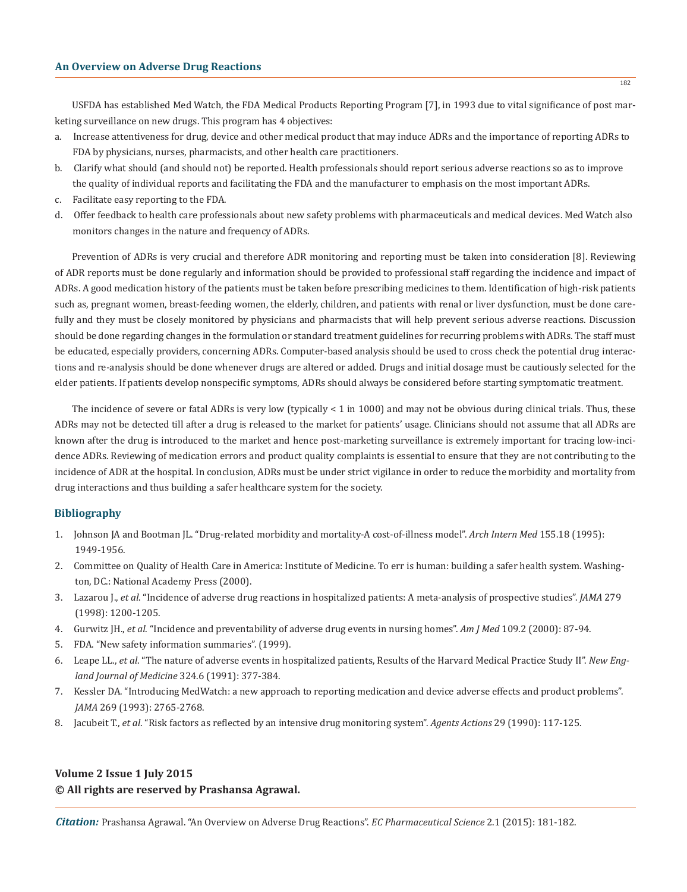USFDA has established Med Watch, the FDA Medical Products Reporting Program [7], in 1993 due to vital significance of post marketing surveillance on new drugs. This program has 4 objectives:

a. Increase attentiveness for drug, device and other medical product that may induce ADRs and the importance of reporting ADRs to FDA by physicians, nurses, pharmacists, and other health care practitioners.
b. Clarify what should (and should not) be reported. Health professionals should report serious adverse reactions so as to improve the quality of individual reports and facilitating the FDA and the manufacturer to emphasis on the most important ADRs.
c. Facilitate easy reporting to the FDA.
d. Offer feedback to health care professionals about new safety problems with pharmaceuticals and medical devices. Med Watch also monitors changes in the nature and frequency of ADRs.

Prevention of ADRs is very crucial and therefore ADR monitoring and reporting must be taken into consideration [8]. Reviewing of ADR reports must be done regularly and information should be provided to professional staff regarding the incidence and impact of ADRs. A good medication history of the patients must be taken before prescribing medicines to them. Identification of high-risk patients such as, pregnant women, breast-feeding women, the elderly, children, and patients with renal or liver dysfunction, must be done carefully and they must be closely monitored by physicians and pharmacists that will help prevent serious adverse reactions. Discussion should be done regarding changes in the formulation or standard treatment guidelines for recurring problems with ADRs. The staff must be educated, especially providers, concerning ADRs. Computer-based analysis should be used to cross check the potential drug interactions and re-analysis should be done whenever drugs are altered or added. Drugs and initial dosage must be cautiously selected for the elder patients. If patients develop nonspecific symptoms, ADRs should always be considered before starting symptomatic treatment.

The incidence of severe or fatal ADRs is very low (typically < 1 in 1000) and may not be obvious during clinical trials. Thus, these ADRs may not be detected till after a drug is released to the market for patients' usage. Clinicians should not assume that all ADRs are known after the drug is introduced to the market and hence post-marketing surveillance is extremely important for tracing low-incidence ADRs. Reviewing of medication errors and product quality complaints is essential to ensure that they are not contributing to the incidence of ADR at the hospital. In conclusion, ADRs must be under strict vigilance in order to reduce the morbidity and mortality from drug interactions and thus building a safer healthcare system for the society.

## Bibliography

1. Johnson JA and Bootman JL. "Drug-related morbidity and mortality-A cost-of-illness model". *Arch Intern Med* 155.18 (1995): 1949-1956.
2. Committee on Quality of Health Care in America: Institute of Medicine. To err is human: building a safer health system. Washington, DC.: National Academy Press (2000).
3. Lazarou J., *et al*. "Incidence of adverse drug reactions in hospitalized patients: A meta-analysis of prospective studies". *JAMA* 279 (1998): 1200-1205.
4. Gurwitz JH., *et al*. "Incidence and preventability of adverse drug events in nursing homes". *Am J Med* 109.2 (2000): 87-94.
5. FDA. "New safety information summaries". (1999).
6. Leape LL., *et al*. "The nature of adverse events in hospitalized patients, Results of the Harvard Medical Practice Study II". *New England Journal of Medicine* 324.6 (1991): 377-384.
7. Kessler DA. "Introducing MedWatch: a new approach to reporting medication and device adverse effects and product problems". *JAMA* 269 (1993): 2765-2768.
8. Jacubeit T., *et al*. "Risk factors as reflected by an intensive drug monitoring system". *Agents Actions* 29 (1990): 117-125.

**Volume 2 Issue 1 July 2015**
**© All rights are reserved by Prashansa Agrawal.**

***Citation:*** Prashansa Agrawal. "An Overview on Adverse Drug Reactions". *EC Pharmaceutical Science* 2.1 (2015): 181-182.